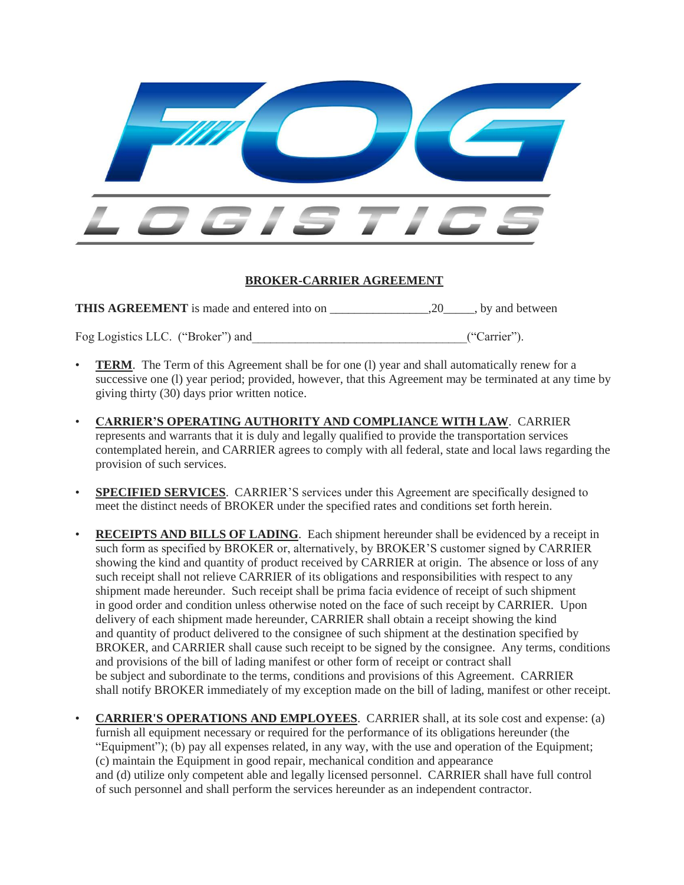FOG LOGISTICS

## BROKER-CARRIER AGREEMENT

**THIS AGREEMENT** is made and entered into on ________________,20_____, by and between

Fog Logistics LLC. ("Broker") and___________________________________("Carrier").

- **TERM**. The Term of this Agreement shall be for one (l) year and shall automatically renew for a successive one (l) year period; provided, however, that this Agreement may be terminated at any time by giving thirty (30) days prior written notice.

- **CARRIER'S OPERATING AUTHORITY AND COMPLIANCE WITH LAW**. CARRIER represents and warrants that it is duly and legally qualified to provide the transportation services contemplated herein, and CARRIER agrees to comply with all federal, state and local laws regarding the provision of such services.

- **SPECIFIED SERVICES**. CARRIER'S services under this Agreement are specifically designed to meet the distinct needs of BROKER under the specified rates and conditions set forth herein.

- **RECEIPTS AND BILLS OF LADING**. Each shipment hereunder shall be evidenced by a receipt in such form as specified by BROKER or, alternatively, by BROKER'S customer signed by CARRIER showing the kind and quantity of product received by CARRIER at origin. The absence or loss of any such receipt shall not relieve CARRIER of its obligations and responsibilities with respect to any shipment made hereunder. Such receipt shall be prima facia evidence of receipt of such shipment in good order and condition unless otherwise noted on the face of such receipt by CARRIER. Upon delivery of each shipment made hereunder, CARRIER shall obtain a receipt showing the kind and quantity of product delivered to the consignee of such shipment at the destination specified by BROKER, and CARRIER shall cause such receipt to be signed by the consignee. Any terms, conditions and provisions of the bill of lading manifest or other form of receipt or contract shall be subject and subordinate to the terms, conditions and provisions of this Agreement. CARRIER shall notify BROKER immediately of my exception made on the bill of lading, manifest or other receipt.

- **CARRIER'S OPERATIONS AND EMPLOYEES**. CARRIER shall, at its sole cost and expense: (a) furnish all equipment necessary or required for the performance of its obligations hereunder (the "Equipment"); (b) pay all expenses related, in any way, with the use and operation of the Equipment; (c) maintain the Equipment in good repair, mechanical condition and appearance and (d) utilize only competent able and legally licensed personnel. CARRIER shall have full control of such personnel and shall perform the services hereunder as an independent contractor.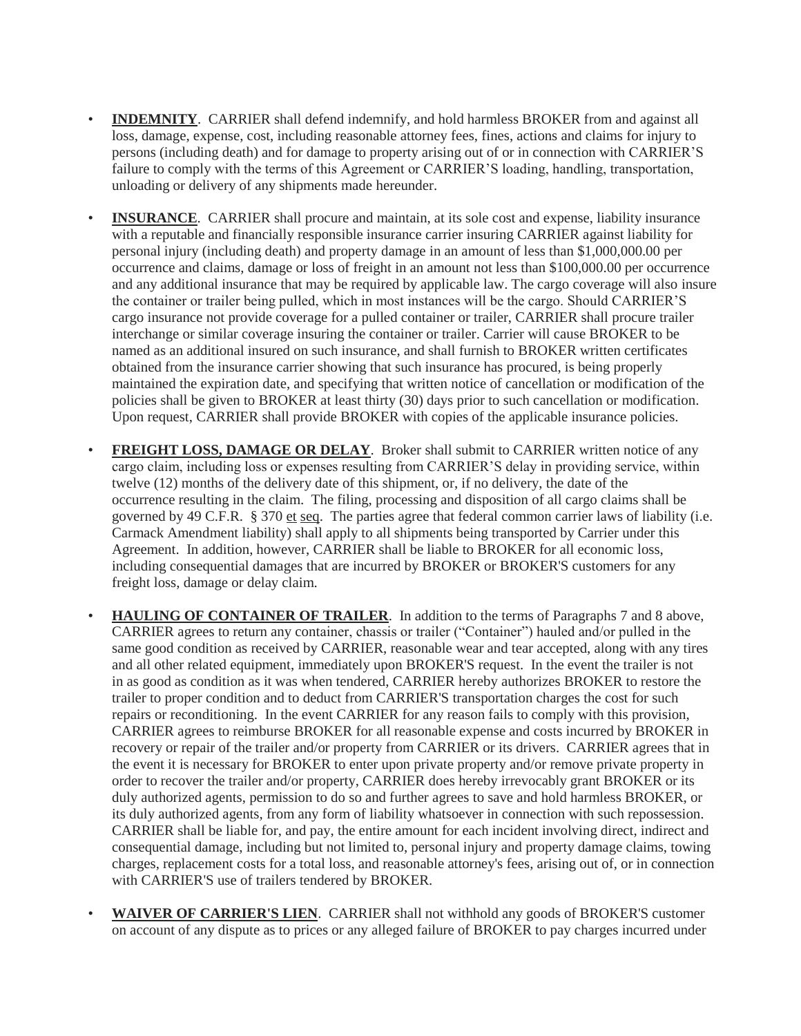- **INDEMNITY**. CARRIER shall defend indemnify, and hold harmless BROKER from and against all loss, damage, expense, cost, including reasonable attorney fees, fines, actions and claims for injury to persons (including death) and for damage to property arising out of or in connection with CARRIER'S failure to comply with the terms of this Agreement or CARRIER'S loading, handling, transportation, unloading or delivery of any shipments made hereunder.

- **INSURANCE**. CARRIER shall procure and maintain, at its sole cost and expense, liability insurance with a reputable and financially responsible insurance carrier insuring CARRIER against liability for personal injury (including death) and property damage in an amount of less than $1,000,000.00 per occurrence and claims, damage or loss of freight in an amount not less than $100,000.00 per occurrence and any additional insurance that may be required by applicable law. The cargo coverage will also insure the container or trailer being pulled, which in most instances will be the cargo. Should CARRIER'S cargo insurance not provide coverage for a pulled container or trailer, CARRIER shall procure trailer interchange or similar coverage insuring the container or trailer. Carrier will cause BROKER to be named as an additional insured on such insurance, and shall furnish to BROKER written certificates obtained from the insurance carrier showing that such insurance has procured, is being properly maintained the expiration date, and specifying that written notice of cancellation or modification of the policies shall be given to BROKER at least thirty (30) days prior to such cancellation or modification. Upon request, CARRIER shall provide BROKER with copies of the applicable insurance policies.

- **FREIGHT LOSS, DAMAGE OR DELAY**. Broker shall submit to CARRIER written notice of any cargo claim, including loss or expenses resulting from CARRIER'S delay in providing service, within twelve (12) months of the delivery date of this shipment, or, if no delivery, the date of the occurrence resulting in the claim. The filing, processing and disposition of all cargo claims shall be governed by 49 C.F.R. § 370 et seq. The parties agree that federal common carrier laws of liability (i.e. Carmack Amendment liability) shall apply to all shipments being transported by Carrier under this Agreement. In addition, however, CARRIER shall be liable to BROKER for all economic loss, including consequential damages that are incurred by BROKER or BROKER'S customers for any freight loss, damage or delay claim.

- **HAULING OF CONTAINER OF TRAILER**. In addition to the terms of Paragraphs 7 and 8 above, CARRIER agrees to return any container, chassis or trailer ("Container") hauled and/or pulled in the same good condition as received by CARRIER, reasonable wear and tear accepted, along with any tires and all other related equipment, immediately upon BROKER'S request. In the event the trailer is not in as good as condition as it was when tendered, CARRIER hereby authorizes BROKER to restore the trailer to proper condition and to deduct from CARRIER'S transportation charges the cost for such repairs or reconditioning. In the event CARRIER for any reason fails to comply with this provision, CARRIER agrees to reimburse BROKER for all reasonable expense and costs incurred by BROKER in recovery or repair of the trailer and/or property from CARRIER or its drivers. CARRIER agrees that in the event it is necessary for BROKER to enter upon private property and/or remove private property in order to recover the trailer and/or property, CARRIER does hereby irrevocably grant BROKER or its duly authorized agents, permission to do so and further agrees to save and hold harmless BROKER, or its duly authorized agents, from any form of liability whatsoever in connection with such repossession. CARRIER shall be liable for, and pay, the entire amount for each incident involving direct, indirect and consequential damage, including but not limited to, personal injury and property damage claims, towing charges, replacement costs for a total loss, and reasonable attorney's fees, arising out of, or in connection with CARRIER'S use of trailers tendered by BROKER.

- **WAIVER OF CARRIER'S LIEN**. CARRIER shall not withhold any goods of BROKER'S customer on account of any dispute as to prices or any alleged failure of BROKER to pay charges incurred under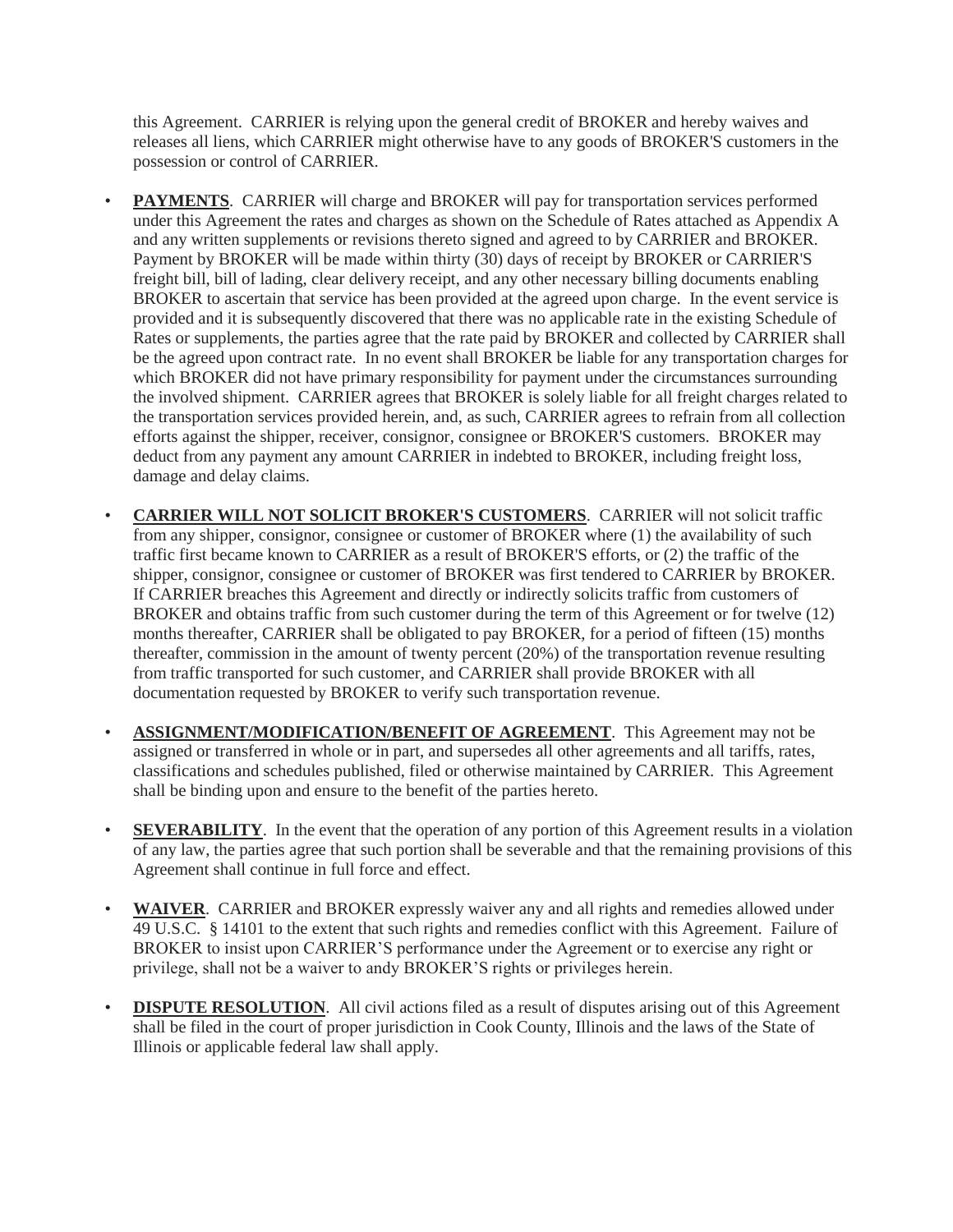this Agreement. CARRIER is relying upon the general credit of BROKER and hereby waives and releases all liens, which CARRIER might otherwise have to any goods of BROKER'S customers in the possession or control of CARRIER.

- **PAYMENTS**. CARRIER will charge and BROKER will pay for transportation services performed under this Agreement the rates and charges as shown on the Schedule of Rates attached as Appendix A and any written supplements or revisions thereto signed and agreed to by CARRIER and BROKER. Payment by BROKER will be made within thirty (30) days of receipt by BROKER or CARRIER'S freight bill, bill of lading, clear delivery receipt, and any other necessary billing documents enabling BROKER to ascertain that service has been provided at the agreed upon charge. In the event service is provided and it is subsequently discovered that there was no applicable rate in the existing Schedule of Rates or supplements, the parties agree that the rate paid by BROKER and collected by CARRIER shall be the agreed upon contract rate. In no event shall BROKER be liable for any transportation charges for which BROKER did not have primary responsibility for payment under the circumstances surrounding the involved shipment. CARRIER agrees that BROKER is solely liable for all freight charges related to the transportation services provided herein, and, as such, CARRIER agrees to refrain from all collection efforts against the shipper, receiver, consignor, consignee or BROKER'S customers. BROKER may deduct from any payment any amount CARRIER in indebted to BROKER, including freight loss, damage and delay claims.

- **CARRIER WILL NOT SOLICIT BROKER'S CUSTOMERS**. CARRIER will not solicit traffic from any shipper, consignor, consignee or customer of BROKER where (1) the availability of such traffic first became known to CARRIER as a result of BROKER'S efforts, or (2) the traffic of the shipper, consignor, consignee or customer of BROKER was first tendered to CARRIER by BROKER. If CARRIER breaches this Agreement and directly or indirectly solicits traffic from customers of BROKER and obtains traffic from such customer during the term of this Agreement or for twelve (12) months thereafter, CARRIER shall be obligated to pay BROKER, for a period of fifteen (15) months thereafter, commission in the amount of twenty percent (20%) of the transportation revenue resulting from traffic transported for such customer, and CARRIER shall provide BROKER with all documentation requested by BROKER to verify such transportation revenue.

- **ASSIGNMENT/MODIFICATION/BENEFIT OF AGREEMENT**. This Agreement may not be assigned or transferred in whole or in part, and supersedes all other agreements and all tariffs, rates, classifications and schedules published, filed or otherwise maintained by CARRIER. This Agreement shall be binding upon and ensure to the benefit of the parties hereto.

- **SEVERABILITY**. In the event that the operation of any portion of this Agreement results in a violation of any law, the parties agree that such portion shall be severable and that the remaining provisions of this Agreement shall continue in full force and effect.

- **WAIVER**. CARRIER and BROKER expressly waive any and all rights and remedies allowed under 49 U.S.C. § 14101 to the extent that such rights and remedies conflict with this Agreement. Failure of BROKER to insist upon CARRIER'S performance under the Agreement or to exercise any right or privilege, shall not be a waiver to andy BROKER'S rights or privileges herein.

- **DISPUTE RESOLUTION**. All civil actions filed as a result of disputes arising out of this Agreement shall be filed in the court of proper jurisdiction in Cook County, Illinois and the laws of the State of Illinois or applicable federal law shall apply.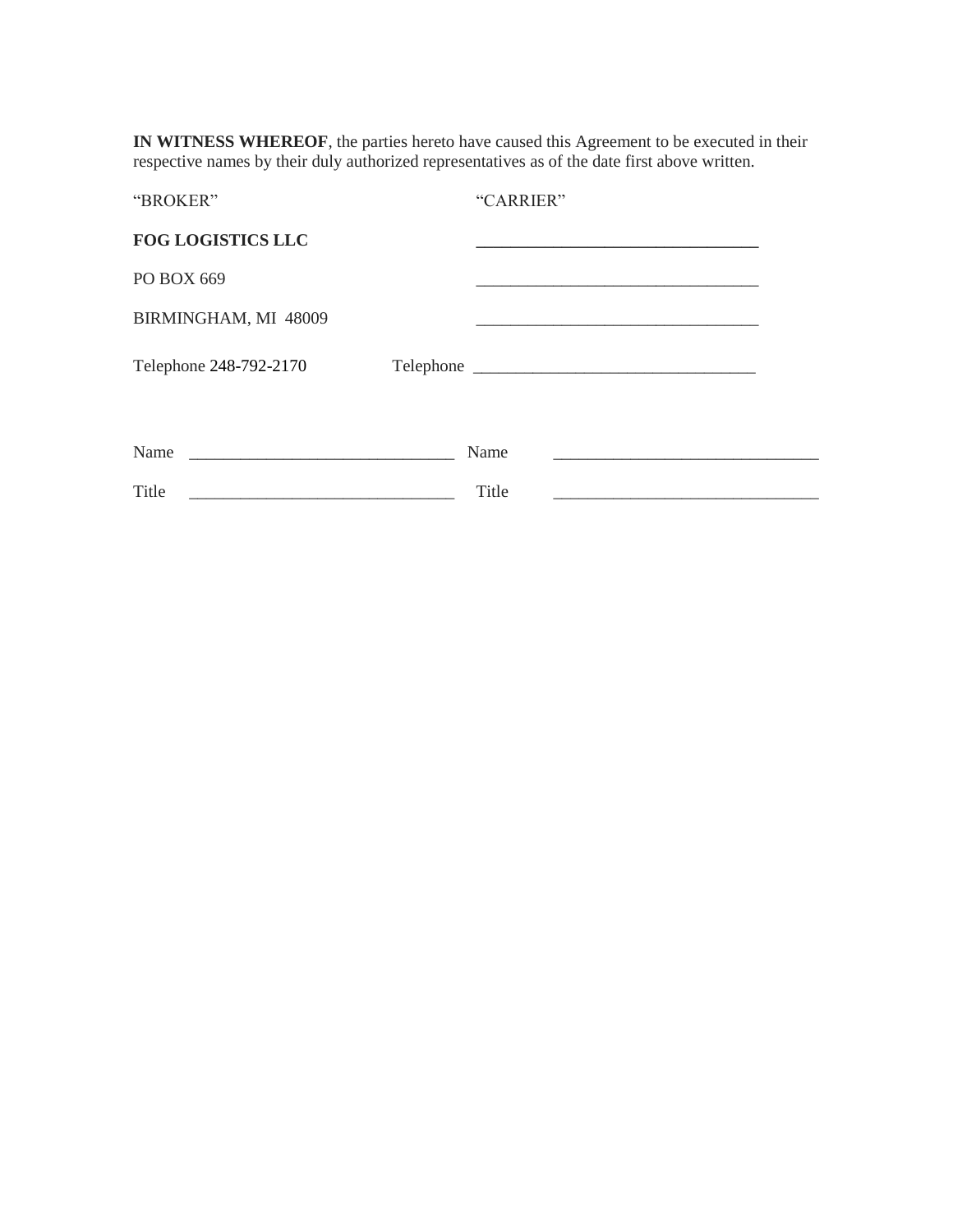**IN WITNESS WHEREOF**, the parties hereto have caused this Agreement to be executed in their respective names by their duly authorized representatives as of the date first above written.

| | |
|---|---|
| "BROKER" | "CARRIER" |
| **FOG LOGISTICS LLC** | ________________________________ |
| PO BOX 669 | ________________________________ |
| BIRMINGHAM, MI 48009 | ________________________________ |
| Telephone 248-792-2170 | Telephone ________________________________ |
| Name ______________________________ | Name ______________________________ |
| Title ______________________________ | Title ______________________________ |